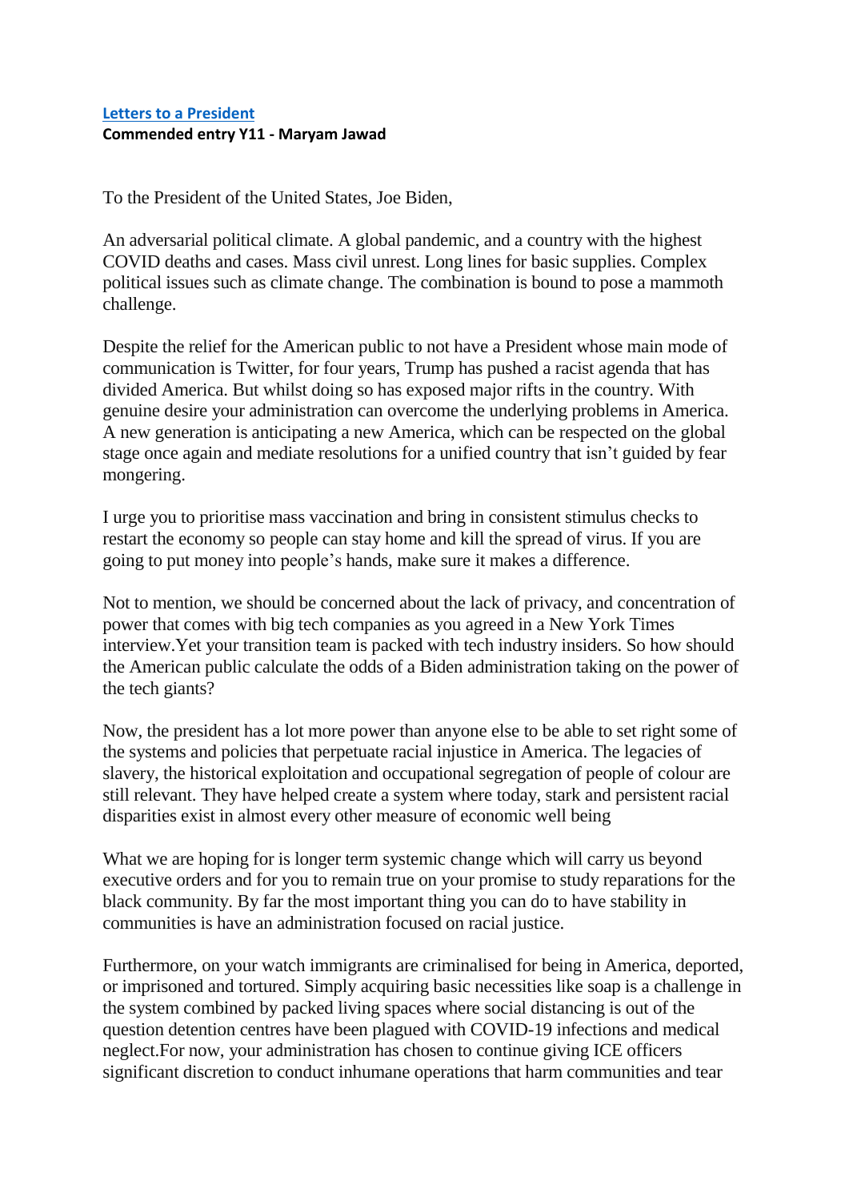**Letters to a President**
**Commended entry Y11 - Maryam Jawad**

To the President of the United States, Joe Biden,

An adversarial political climate. A global pandemic, and a country with the highest COVID deaths and cases. Mass civil unrest. Long lines for basic supplies. Complex political issues such as climate change. The combination is bound to pose a mammoth challenge.

Despite the relief for the American public to not have a President whose main mode of communication is Twitter, for four years, Trump has pushed a racist agenda that has divided America. But whilst doing so has exposed major rifts in the country. With genuine desire your administration can overcome the underlying problems in America. A new generation is anticipating a new America, which can be respected on the global stage once again and mediate resolutions for a unified country that isn't guided by fear mongering.

I urge you to prioritise mass vaccination and bring in consistent stimulus checks to restart the economy so people can stay home and kill the spread of virus. If you are going to put money into people's hands, make sure it makes a difference.

Not to mention, we should be concerned about the lack of privacy, and concentration of power that comes with big tech companies as you agreed in a New York Times interview.Yet your transition team is packed with tech industry insiders. So how should the American public calculate the odds of a Biden administration taking on the power of the tech giants?

Now, the president has a lot more power than anyone else to be able to set right some of the systems and policies that perpetuate racial injustice in America. The legacies of slavery, the historical exploitation and occupational segregation of people of colour are still relevant. They have helped create a system where today, stark and persistent racial disparities exist in almost every other measure of economic well being

What we are hoping for is longer term systemic change which will carry us beyond executive orders and for you to remain true on your promise to study reparations for the black community. By far the most important thing you can do to have stability in communities is have an administration focused on racial justice.

Furthermore, on your watch immigrants are criminalised for being in America, deported, or imprisoned and tortured. Simply acquiring basic necessities like soap is a challenge in the system combined by packed living spaces where social distancing is out of the question detention centres have been plagued with COVID-19 infections and medical neglect.For now, your administration has chosen to continue giving ICE officers significant discretion to conduct inhumane operations that harm communities and tear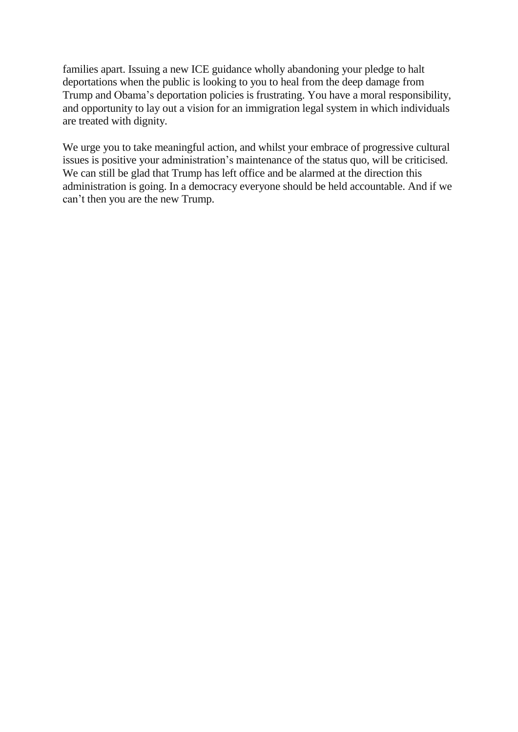families apart. Issuing a new ICE guidance wholly abandoning your pledge to halt deportations when the public is looking to you to heal from the deep damage from Trump and Obama's deportation policies is frustrating. You have a moral responsibility, and opportunity to lay out a vision for an immigration legal system in which individuals are treated with dignity.

We urge you to take meaningful action, and whilst your embrace of progressive cultural issues is positive your administration's maintenance of the status quo, will be criticised. We can still be glad that Trump has left office and be alarmed at the direction this administration is going. In a democracy everyone should be held accountable. And if we can't then you are the new Trump.